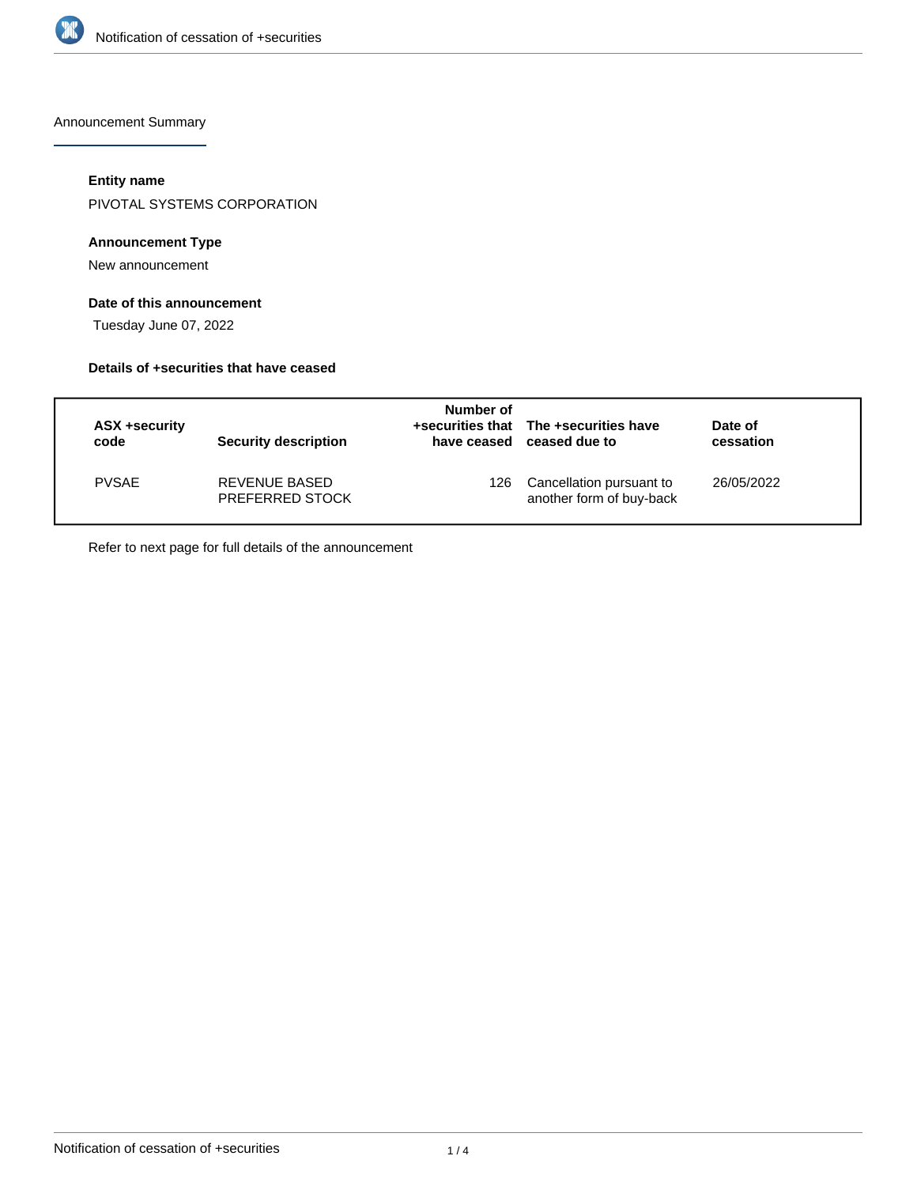Announcement Summary

**Entity name**

PIVOTAL SYSTEMS CORPORATION

**Announcement Type**

New announcement

**Date of this announcement**

Tuesday June 07, 2022

**Details of +securities that have ceased**

| ASX +security code | Security description | Number of +securities that have ceased | The +securities have ceased due to | Date of cessation |
|---|---|---|---|---|
| PVSAE | REVENUE BASED PREFERRED STOCK | 126 | Cancellation pursuant to another form of buy-back | 26/05/2022 |

Refer to next page for full details of the announcement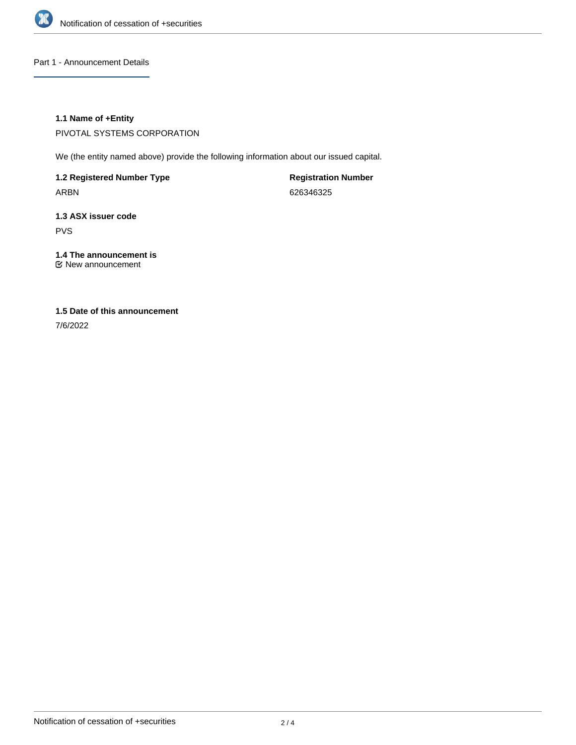## Part 1 - Announcement Details

### 1.1 Name of +Entity

PIVOTAL SYSTEMS CORPORATION

We (the entity named above) provide the following information about our issued capital.

| **1.2 Registered Number Type** | **Registration Number** |
| --- | --- |
| ARBN | 626346325 |

### 1.3 ASX issuer code

PVS

### 1.4 The announcement is

New announcement

### 1.5 Date of this announcement

7/6/2022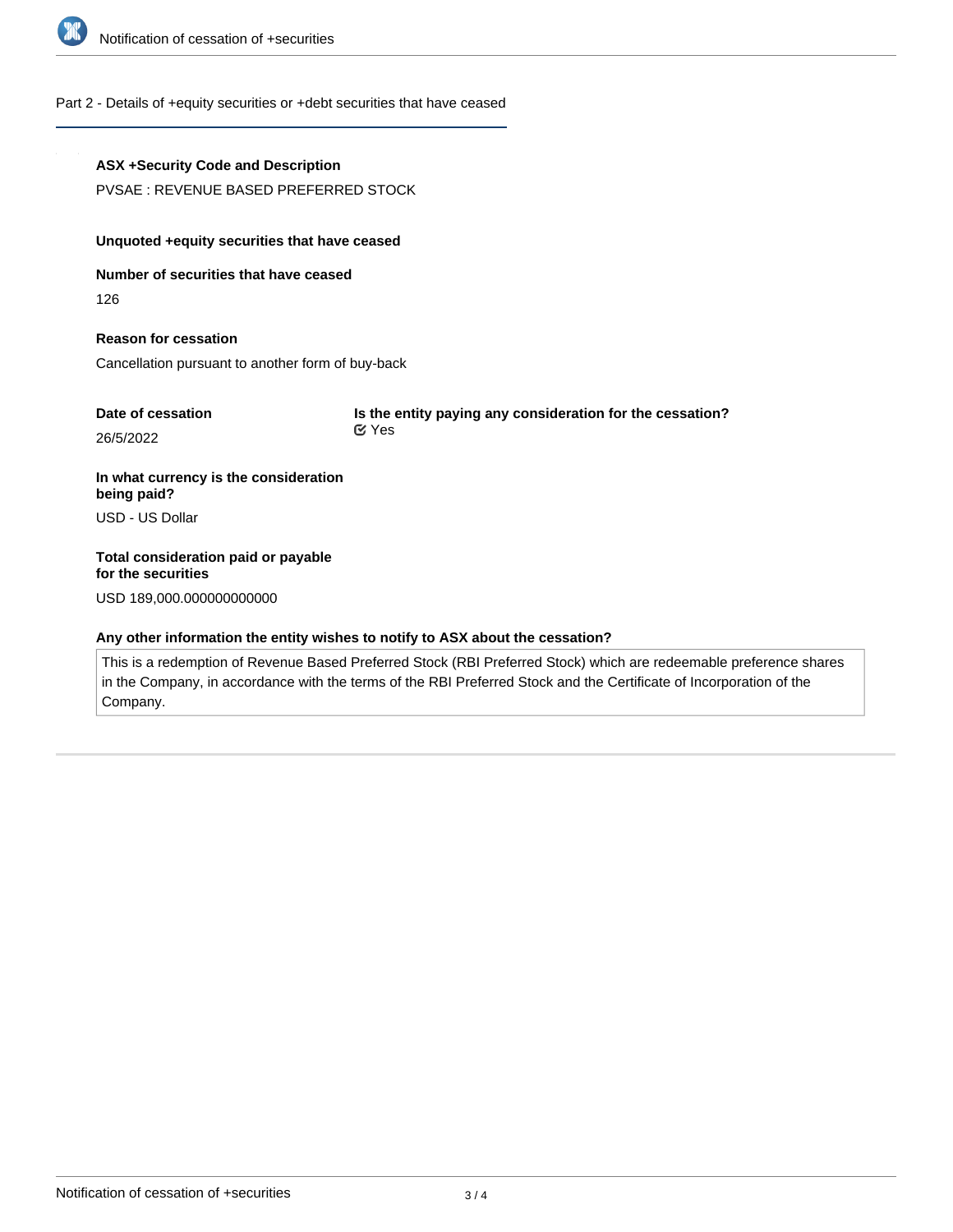## Part 2 - Details of +equity securities or +debt securities that have ceased

**ASX +Security Code and Description**

PVSAE : REVENUE BASED PREFERRED STOCK

**Unquoted +equity securities that have ceased**

**Number of securities that have ceased**

126

**Reason for cessation**

Cancellation pursuant to another form of buy-back

**Date of cessation**

26/5/2022

**Is the entity paying any consideration for the cessation?**

☑ Yes

**In what currency is the consideration being paid?**

USD - US Dollar

**Total consideration paid or payable for the securities**

USD 189,000.000000000000

**Any other information the entity wishes to notify to ASX about the cessation?**

This is a redemption of Revenue Based Preferred Stock (RBI Preferred Stock) which are redeemable preference shares in the Company, in accordance with the terms of the RBI Preferred Stock and the Certificate of Incorporation of the Company.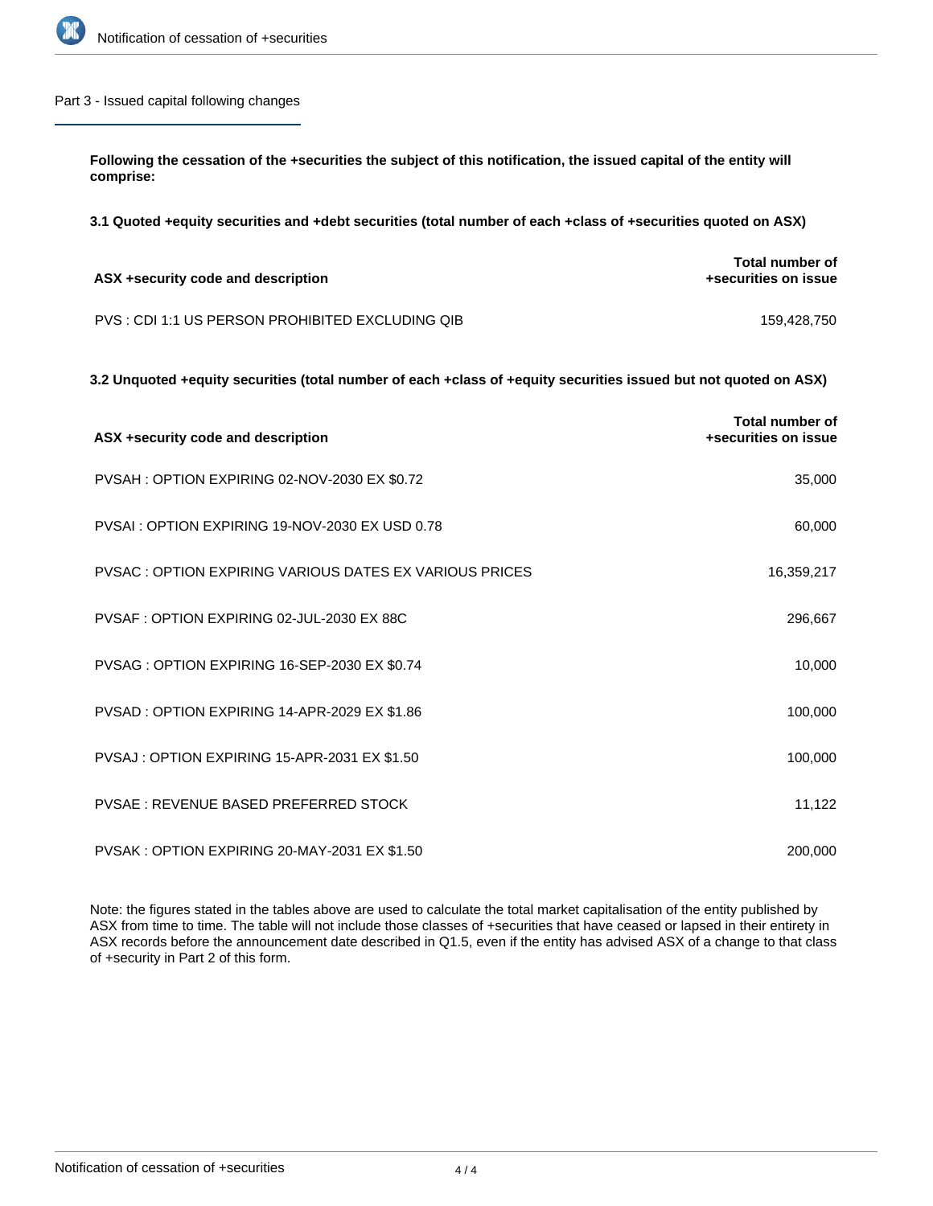## Part 3 - Issued capital following changes

**Following the cessation of the +securities the subject of this notification, the issued capital of the entity will comprise:**

**3.1 Quoted +equity securities and +debt securities (total number of each +class of +securities quoted on ASX)**

| ASX +security code and description | Total number of +securities on issue |
|---|---|
| PVS : CDI 1:1 US PERSON PROHIBITED EXCLUDING QIB | 159,428,750 |

**3.2 Unquoted +equity securities (total number of each +class of +equity securities issued but not quoted on ASX)**

| ASX +security code and description | Total number of +securities on issue |
|---|---|
| PVSAH : OPTION EXPIRING 02-NOV-2030 EX $0.72 | 35,000 |
| PVSAI : OPTION EXPIRING 19-NOV-2030 EX USD 0.78 | 60,000 |
| PVSAC : OPTION EXPIRING VARIOUS DATES EX VARIOUS PRICES | 16,359,217 |
| PVSAF : OPTION EXPIRING 02-JUL-2030 EX 88C | 296,667 |
| PVSAG : OPTION EXPIRING 16-SEP-2030 EX $0.74 | 10,000 |
| PVSAD : OPTION EXPIRING 14-APR-2029 EX $1.86 | 100,000 |
| PVSAJ : OPTION EXPIRING 15-APR-2031 EX $1.50 | 100,000 |
| PVSAE : REVENUE BASED PREFERRED STOCK | 11,122 |
| PVSAK : OPTION EXPIRING 20-MAY-2031 EX $1.50 | 200,000 |

Note: the figures stated in the tables above are used to calculate the total market capitalisation of the entity published by ASX from time to time. The table will not include those classes of +securities that have ceased or lapsed in their entirety in ASX records before the announcement date described in Q1.5, even if the entity has advised ASX of a change to that class of +security in Part 2 of this form.